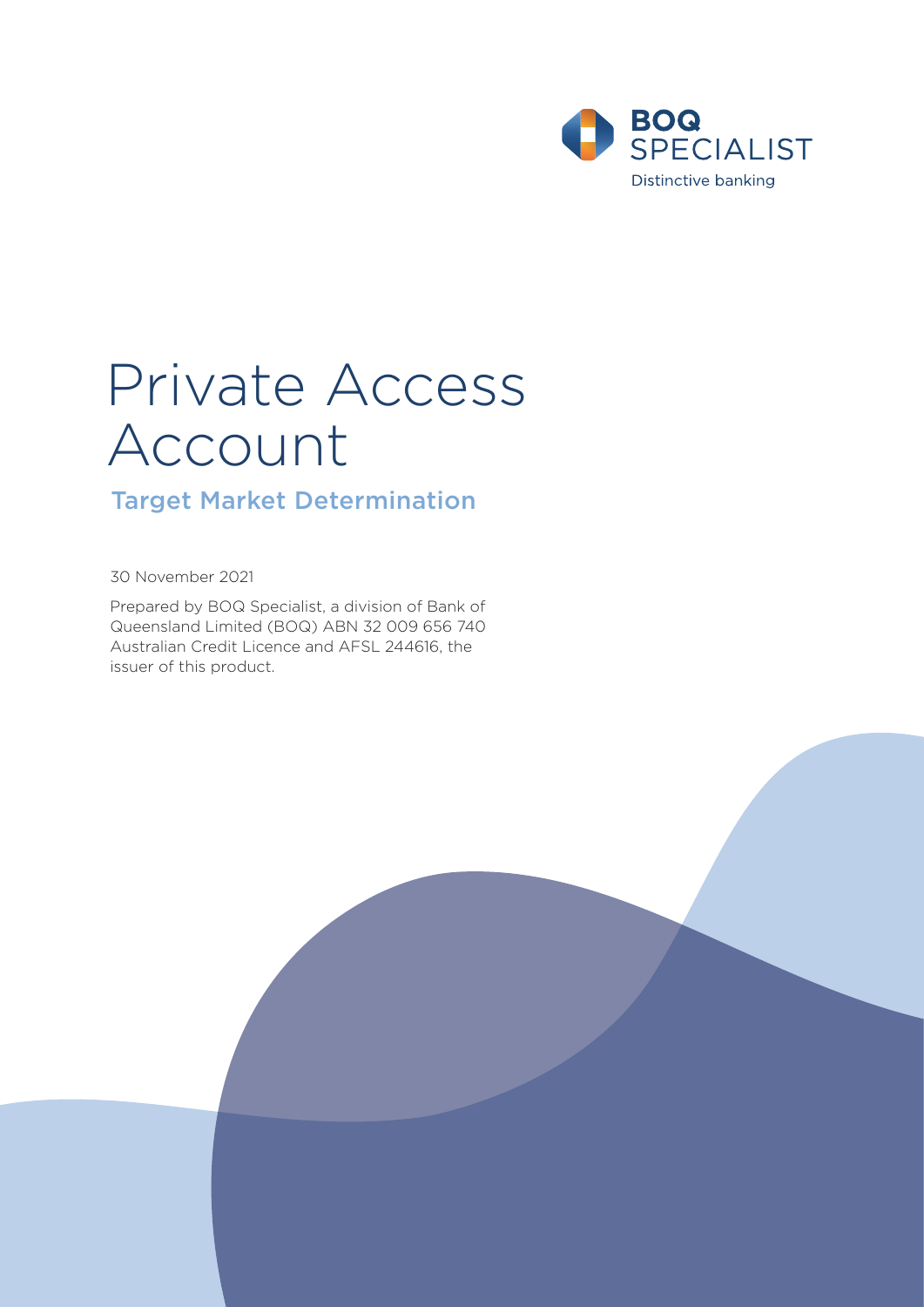BOQ SPECIALIST

Distinctive banking

# Private Access Account

## Target Market Determination

30 November 2021

Prepared by BOQ Specialist, a division of Bank of Queensland Limited (BOQ) ABN 32 009 656 740 Australian Credit Licence and AFSL 244616, the issuer of this product.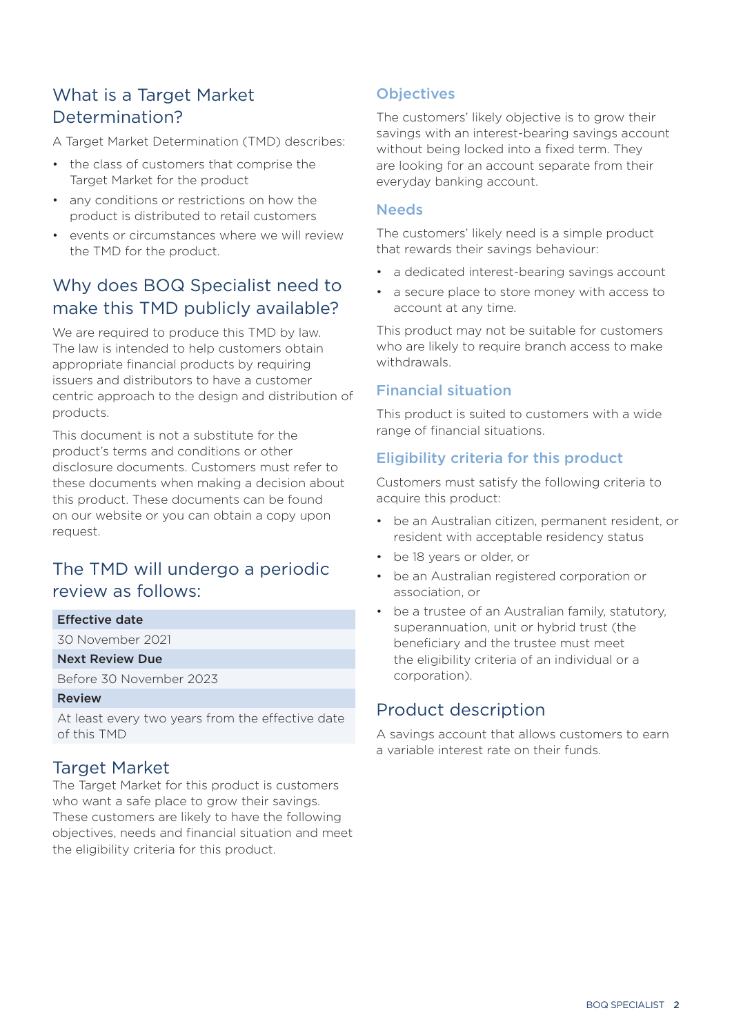## What is a Target Market Determination?

A Target Market Determination (TMD) describes:

- the class of customers that comprise the Target Market for the product
- any conditions or restrictions on how the product is distributed to retail customers
- events or circumstances where we will review the TMD for the product.

## Why does BOQ Specialist need to make this TMD publicly available?

We are required to produce this TMD by law. The law is intended to help customers obtain appropriate financial products by requiring issuers and distributors to have a customer centric approach to the design and distribution of products.

This document is not a substitute for the product's terms and conditions or other disclosure documents. Customers must refer to these documents when making a decision about this product. These documents can be found on our website or you can obtain a copy upon request.

## The TMD will undergo a periodic review as follows:

| |
|---|
| **Effective date** |
| 30 November 2021 |
| **Next Review Due** |
| Before 30 November 2023 |
| **Review** |
| At least every two years from the effective date of this TMD |

## Target Market

The Target Market for this product is customers who want a safe place to grow their savings. These customers are likely to have the following objectives, needs and financial situation and meet the eligibility criteria for this product.

### Objectives

The customers' likely objective is to grow their savings with an interest-bearing savings account without being locked into a fixed term. They are looking for an account separate from their everyday banking account.

### Needs

The customers' likely need is a simple product that rewards their savings behaviour:

- a dedicated interest-bearing savings account
- a secure place to store money with access to account at any time.

This product may not be suitable for customers who are likely to require branch access to make withdrawals.

### Financial situation

This product is suited to customers with a wide range of financial situations.

### Eligibility criteria for this product

Customers must satisfy the following criteria to acquire this product:

- be an Australian citizen, permanent resident, or resident with acceptable residency status
- be 18 years or older, or
- be an Australian registered corporation or association, or
- be a trustee of an Australian family, statutory, superannuation, unit or hybrid trust (the beneficiary and the trustee must meet the eligibility criteria of an individual or a corporation).

## Product description

A savings account that allows customers to earn a variable interest rate on their funds.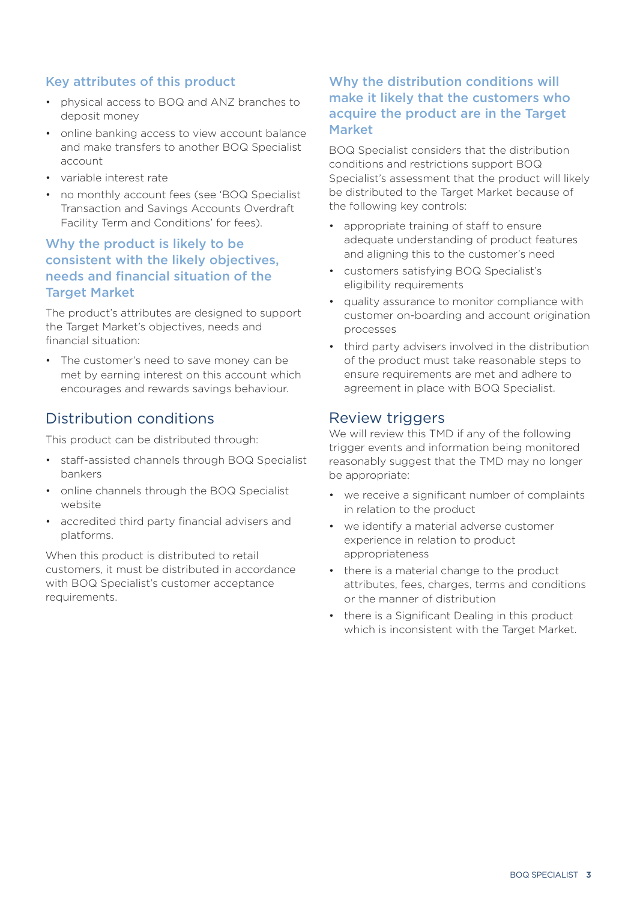### Key attributes of this product

- physical access to BOQ and ANZ branches to deposit money
- online banking access to view account balance and make transfers to another BOQ Specialist account
- variable interest rate
- no monthly account fees (see 'BOQ Specialist Transaction and Savings Accounts Overdraft Facility Term and Conditions' for fees).

### Why the product is likely to be consistent with the likely objectives, needs and financial situation of the Target Market

The product's attributes are designed to support the Target Market's objectives, needs and financial situation:

- The customer's need to save money can be met by earning interest on this account which encourages and rewards savings behaviour.

## Distribution conditions

This product can be distributed through:

- staff-assisted channels through BOQ Specialist bankers
- online channels through the BOQ Specialist website
- accredited third party financial advisers and platforms.

When this product is distributed to retail customers, it must be distributed in accordance with BOQ Specialist's customer acceptance requirements.

### Why the distribution conditions will make it likely that the customers who acquire the product are in the Target Market

BOQ Specialist considers that the distribution conditions and restrictions support BOQ Specialist's assessment that the product will likely be distributed to the Target Market because of the following key controls:

- appropriate training of staff to ensure adequate understanding of product features and aligning this to the customer's need
- customers satisfying BOQ Specialist's eligibility requirements
- quality assurance to monitor compliance with customer on-boarding and account origination processes
- third party advisers involved in the distribution of the product must take reasonable steps to ensure requirements are met and adhere to agreement in place with BOQ Specialist.

## Review triggers

We will review this TMD if any of the following trigger events and information being monitored reasonably suggest that the TMD may no longer be appropriate:

- we receive a significant number of complaints in relation to the product
- we identify a material adverse customer experience in relation to product appropriateness
- there is a material change to the product attributes, fees, charges, terms and conditions or the manner of distribution
- there is a Significant Dealing in this product which is inconsistent with the Target Market.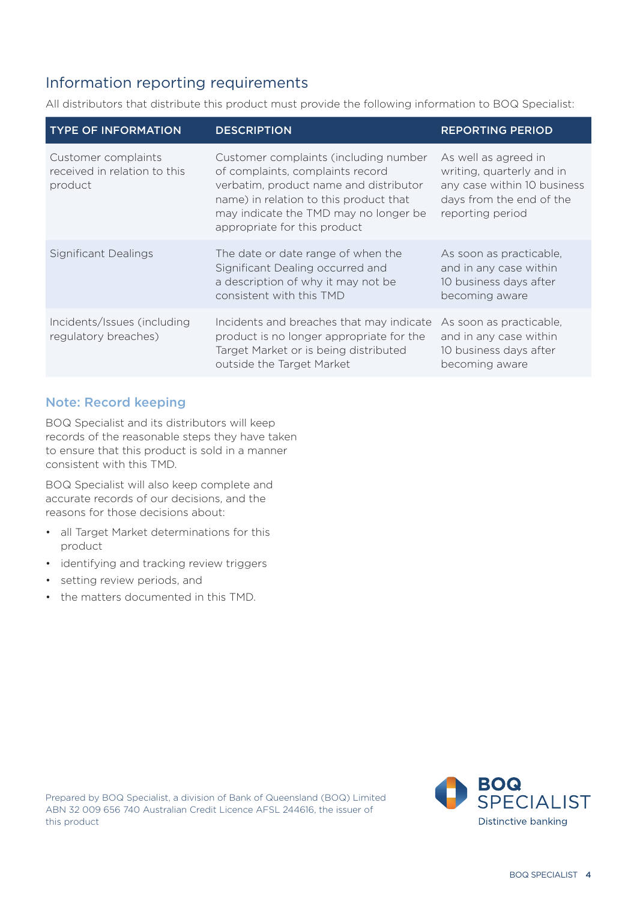## Information reporting requirements

All distributors that distribute this product must provide the following information to BOQ Specialist:

| TYPE OF INFORMATION | DESCRIPTION | REPORTING PERIOD |
|---|---|---|
| Customer complaints received in relation to this product | Customer complaints (including number of complaints, complaints record verbatim, product name and distributor name) in relation to this product that may indicate the TMD may no longer be appropriate for this product | As well as agreed in writing, quarterly and in any case within 10 business days from the end of the reporting period |
| Significant Dealings | The date or date range of when the Significant Dealing occurred and a description of why it may not be consistent with this TMD | As soon as practicable, and in any case within 10 business days after becoming aware |
| Incidents/Issues (including regulatory breaches) | Incidents and breaches that may indicate product is no longer appropriate for the Target Market or is being distributed outside the Target Market | As soon as practicable, and in any case within 10 business days after becoming aware |

### Note: Record keeping

BOQ Specialist and its distributors will keep records of the reasonable steps they have taken to ensure that this product is sold in a manner consistent with this TMD.

BOQ Specialist will also keep complete and accurate records of our decisions, and the reasons for those decisions about:

- all Target Market determinations for this product
- identifying and tracking review triggers
- setting review periods, and
- the matters documented in this TMD.

Prepared by BOQ Specialist, a division of Bank of Queensland (BOQ) Limited ABN 32 009 656 740 Australian Credit Licence AFSL 244616, the issuer of this product

BOQ SPECIALIST
Distinctive banking